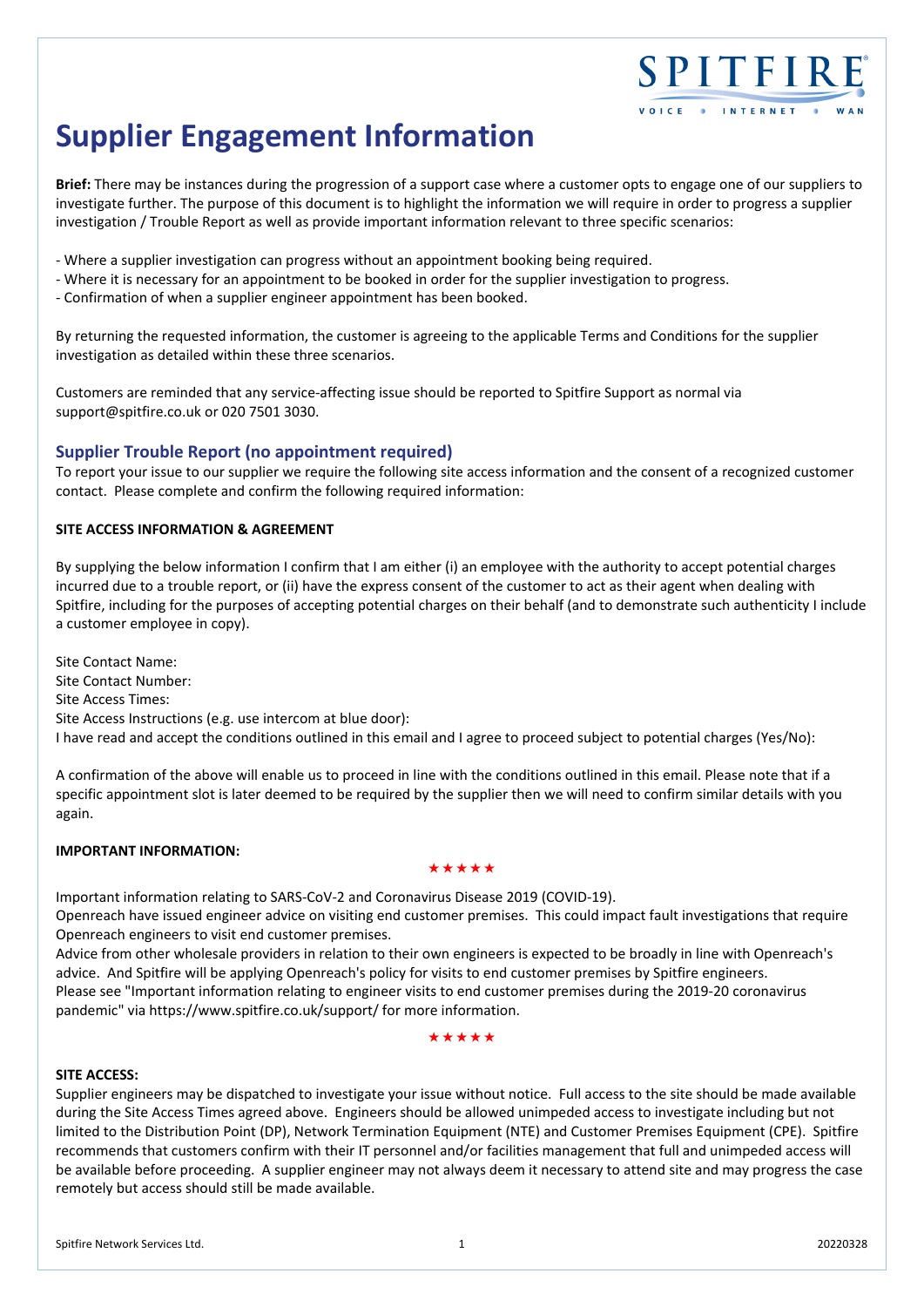# Supplier Engagement Information

**Brief:** There may be instances during the progression of a support case where a customer opts to engage one of our suppliers to investigate further. The purpose of this document is to highlight the information we will require in order to progress a supplier investigation / Trouble Report as well as provide important information relevant to three specific scenarios:

- Where a supplier investigation can progress without an appointment booking being required.
- Where it is necessary for an appointment to be booked in order for the supplier investigation to progress.
- Confirmation of when a supplier engineer appointment has been booked.

By returning the requested information, the customer is agreeing to the applicable Terms and Conditions for the supplier investigation as detailed within these three scenarios.

Customers are reminded that any service-affecting issue should be reported to Spitfire Support as normal via support@spitfire.co.uk or 020 7501 3030.

## Supplier Trouble Report (no appointment required)

To report your issue to our supplier we require the following site access information and the consent of a recognized customer contact. Please complete and confirm the following required information:

**SITE ACCESS INFORMATION & AGREEMENT**

By supplying the below information I confirm that I am either (i) an employee with the authority to accept potential charges incurred due to a trouble report, or (ii) have the express consent of the customer to act as their agent when dealing with Spitfire, including for the purposes of accepting potential charges on their behalf (and to demonstrate such authenticity I include a customer employee in copy).

Site Contact Name:
Site Contact Number:
Site Access Times:
Site Access Instructions (e.g. use intercom at blue door):
I have read and accept the conditions outlined in this email and I agree to proceed subject to potential charges (Yes/No):

A confirmation of the above will enable us to proceed in line with the conditions outlined in this email. Please note that if a specific appointment slot is later deemed to be required by the supplier then we will need to confirm similar details with you again.

**IMPORTANT INFORMATION:**

★★★★★

Important information relating to SARS-CoV-2 and Coronavirus Disease 2019 (COVID-19).
Openreach have issued engineer advice on visiting end customer premises. This could impact fault investigations that require Openreach engineers to visit end customer premises.
Advice from other wholesale providers in relation to their own engineers is expected to be broadly in line with Openreach's advice. And Spitfire will be applying Openreach's policy for visits to end customer premises by Spitfire engineers.
Please see "Important information relating to engineer visits to end customer premises during the 2019-20 coronavirus pandemic" via https://www.spitfire.co.uk/support/ for more information.

★★★★★

**SITE ACCESS:**

Supplier engineers may be dispatched to investigate your issue without notice. Full access to the site should be made available during the Site Access Times agreed above. Engineers should be allowed unimpeded access to investigate including but not limited to the Distribution Point (DP), Network Termination Equipment (NTE) and Customer Premises Equipment (CPE). Spitfire recommends that customers confirm with their IT personnel and/or facilities management that full and unimpeded access will be available before proceeding. A supplier engineer may not always deem it necessary to attend site and may progress the case remotely but access should still be made available.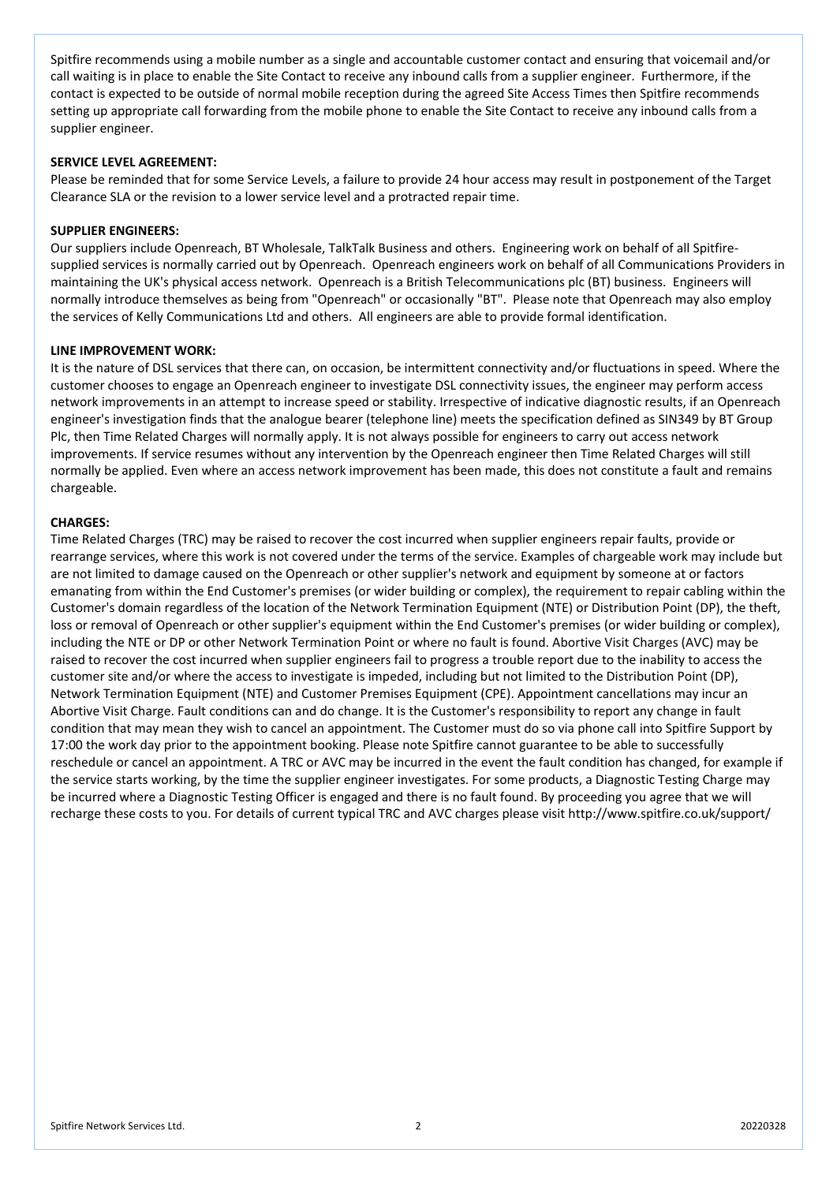Spitfire recommends using a mobile number as a single and accountable customer contact and ensuring that voicemail and/or call waiting is in place to enable the Site Contact to receive any inbound calls from a supplier engineer. Furthermore, if the contact is expected to be outside of normal mobile reception during the agreed Site Access Times then Spitfire recommends setting up appropriate call forwarding from the mobile phone to enable the Site Contact to receive any inbound calls from a supplier engineer.

**SERVICE LEVEL AGREEMENT:**

Please be reminded that for some Service Levels, a failure to provide 24 hour access may result in postponement of the Target Clearance SLA or the revision to a lower service level and a protracted repair time.

**SUPPLIER ENGINEERS:**

Our suppliers include Openreach, BT Wholesale, TalkTalk Business and others. Engineering work on behalf of all Spitfire-supplied services is normally carried out by Openreach. Openreach engineers work on behalf of all Communications Providers in maintaining the UK's physical access network. Openreach is a British Telecommunications plc (BT) business. Engineers will normally introduce themselves as being from "Openreach" or occasionally "BT". Please note that Openreach may also employ the services of Kelly Communications Ltd and others. All engineers are able to provide formal identification.

**LINE IMPROVEMENT WORK:**

It is the nature of DSL services that there can, on occasion, be intermittent connectivity and/or fluctuations in speed. Where the customer chooses to engage an Openreach engineer to investigate DSL connectivity issues, the engineer may perform access network improvements in an attempt to increase speed or stability. Irrespective of indicative diagnostic results, if an Openreach engineer's investigation finds that the analogue bearer (telephone line) meets the specification defined as SIN349 by BT Group Plc, then Time Related Charges will normally apply. It is not always possible for engineers to carry out access network improvements. If service resumes without any intervention by the Openreach engineer then Time Related Charges will still normally be applied. Even where an access network improvement has been made, this does not constitute a fault and remains chargeable.

**CHARGES:**

Time Related Charges (TRC) may be raised to recover the cost incurred when supplier engineers repair faults, provide or rearrange services, where this work is not covered under the terms of the service. Examples of chargeable work may include but are not limited to damage caused on the Openreach or other supplier's network and equipment by someone at or factors emanating from within the End Customer's premises (or wider building or complex), the requirement to repair cabling within the Customer's domain regardless of the location of the Network Termination Equipment (NTE) or Distribution Point (DP), the theft, loss or removal of Openreach or other supplier's equipment within the End Customer's premises (or wider building or complex), including the NTE or DP or other Network Termination Point or where no fault is found. Abortive Visit Charges (AVC) may be raised to recover the cost incurred when supplier engineers fail to progress a trouble report due to the inability to access the customer site and/or where the access to investigate is impeded, including but not limited to the Distribution Point (DP), Network Termination Equipment (NTE) and Customer Premises Equipment (CPE). Appointment cancellations may incur an Abortive Visit Charge. Fault conditions can and do change. It is the Customer's responsibility to report any change in fault condition that may mean they wish to cancel an appointment. The Customer must do so via phone call into Spitfire Support by 17:00 the work day prior to the appointment booking. Please note Spitfire cannot guarantee to be able to successfully reschedule or cancel an appointment. A TRC or AVC may be incurred in the event the fault condition has changed, for example if the service starts working, by the time the supplier engineer investigates. For some products, a Diagnostic Testing Charge may be incurred where a Diagnostic Testing Officer is engaged and there is no fault found. By proceeding you agree that we will recharge these costs to you. For details of current typical TRC and AVC charges please visit http://www.spitfire.co.uk/support/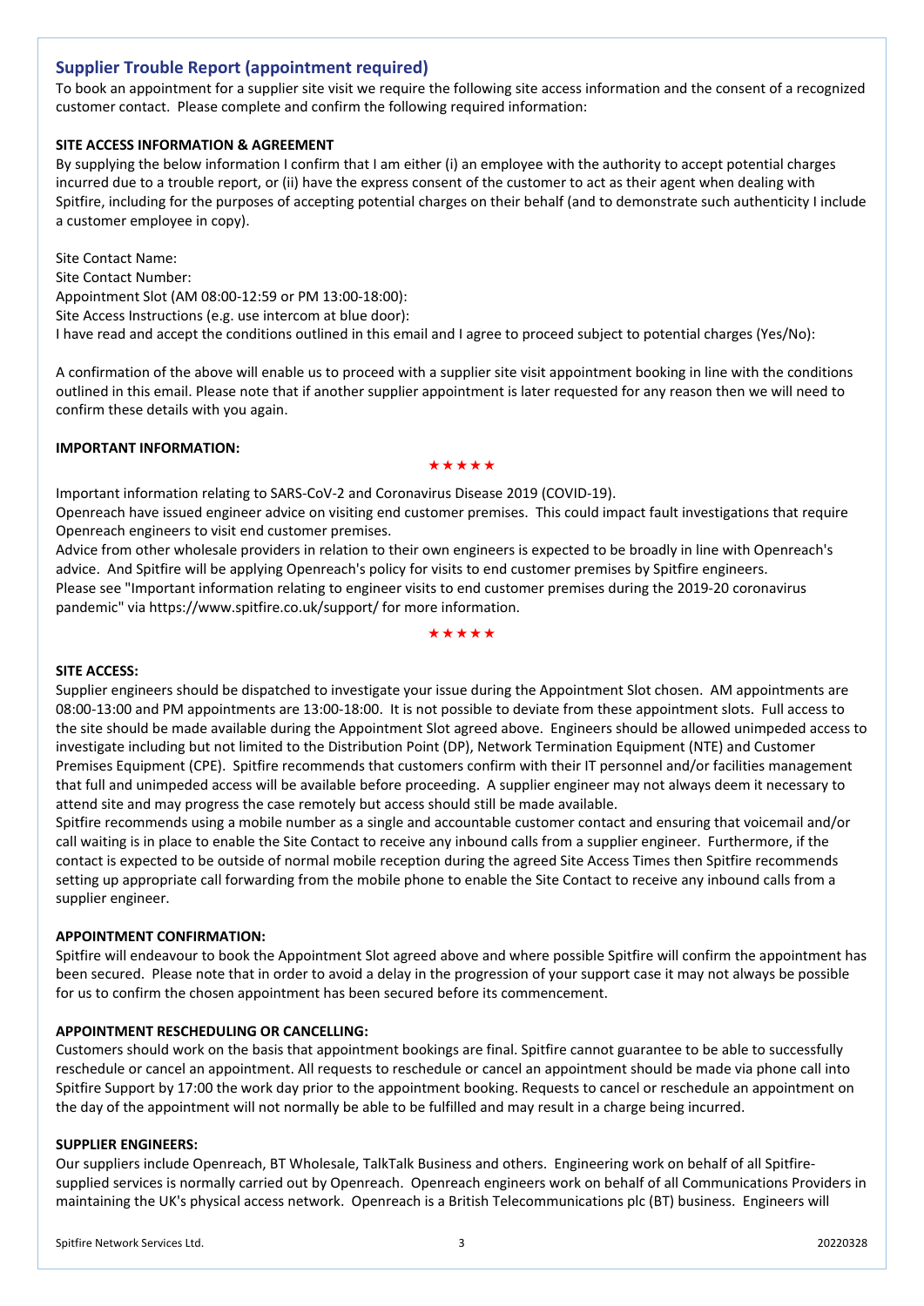## Supplier Trouble Report (appointment required)

To book an appointment for a supplier site visit we require the following site access information and the consent of a recognized customer contact. Please complete and confirm the following required information:

**SITE ACCESS INFORMATION & AGREEMENT**

By supplying the below information I confirm that I am either (i) an employee with the authority to accept potential charges incurred due to a trouble report, or (ii) have the express consent of the customer to act as their agent when dealing with Spitfire, including for the purposes of accepting potential charges on their behalf (and to demonstrate such authenticity I include a customer employee in copy).

Site Contact Name:
Site Contact Number:
Appointment Slot (AM 08:00-12:59 or PM 13:00-18:00):
Site Access Instructions (e.g. use intercom at blue door):
I have read and accept the conditions outlined in this email and I agree to proceed subject to potential charges (Yes/No):

A confirmation of the above will enable us to proceed with a supplier site visit appointment booking in line with the conditions outlined in this email. Please note that if another supplier appointment is later requested for any reason then we will need to confirm these details with you again.

**IMPORTANT INFORMATION:**

★★★★★

Important information relating to SARS-CoV-2 and Coronavirus Disease 2019 (COVID-19).
Openreach have issued engineer advice on visiting end customer premises. This could impact fault investigations that require Openreach engineers to visit end customer premises.
Advice from other wholesale providers in relation to their own engineers is expected to be broadly in line with Openreach's advice. And Spitfire will be applying Openreach's policy for visits to end customer premises by Spitfire engineers.
Please see "Important information relating to engineer visits to end customer premises during the 2019-20 coronavirus pandemic" via https://www.spitfire.co.uk/support/ for more information.

★★★★★

**SITE ACCESS:**

Supplier engineers should be dispatched to investigate your issue during the Appointment Slot chosen. AM appointments are 08:00-13:00 and PM appointments are 13:00-18:00. It is not possible to deviate from these appointment slots. Full access to the site should be made available during the Appointment Slot agreed above. Engineers should be allowed unimpeded access to investigate including but not limited to the Distribution Point (DP), Network Termination Equipment (NTE) and Customer Premises Equipment (CPE). Spitfire recommends that customers confirm with their IT personnel and/or facilities management that full and unimpeded access will be available before proceeding. A supplier engineer may not always deem it necessary to attend site and may progress the case remotely but access should still be made available.
Spitfire recommends using a mobile number as a single and accountable customer contact and ensuring that voicemail and/or call waiting is in place to enable the Site Contact to receive any inbound calls from a supplier engineer. Furthermore, if the contact is expected to be outside of normal mobile reception during the agreed Site Access Times then Spitfire recommends setting up appropriate call forwarding from the mobile phone to enable the Site Contact to receive any inbound calls from a supplier engineer.

**APPOINTMENT CONFIRMATION:**

Spitfire will endeavour to book the Appointment Slot agreed above and where possible Spitfire will confirm the appointment has been secured. Please note that in order to avoid a delay in the progression of your support case it may not always be possible for us to confirm the chosen appointment has been secured before its commencement.

**APPOINTMENT RESCHEDULING OR CANCELLING:**

Customers should work on the basis that appointment bookings are final. Spitfire cannot guarantee to be able to successfully reschedule or cancel an appointment. All requests to reschedule or cancel an appointment should be made via phone call into Spitfire Support by 17:00 the work day prior to the appointment booking. Requests to cancel or reschedule an appointment on the day of the appointment will not normally be able to be fulfilled and may result in a charge being incurred.

**SUPPLIER ENGINEERS:**

Our suppliers include Openreach, BT Wholesale, TalkTalk Business and others. Engineering work on behalf of all Spitfire-supplied services is normally carried out by Openreach. Openreach engineers work on behalf of all Communications Providers in maintaining the UK's physical access network. Openreach is a British Telecommunications plc (BT) business. Engineers will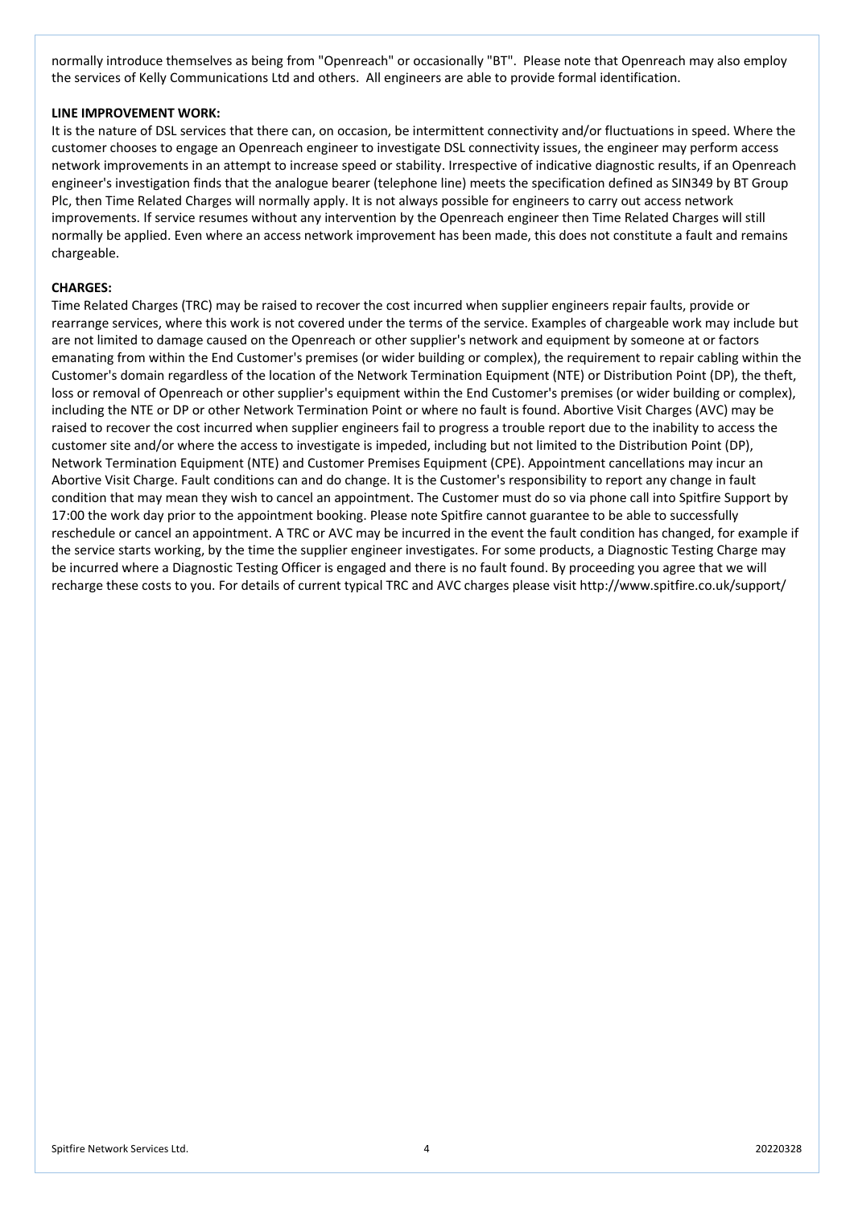normally introduce themselves as being from "Openreach" or occasionally "BT". Please note that Openreach may also employ the services of Kelly Communications Ltd and others. All engineers are able to provide formal identification.

**LINE IMPROVEMENT WORK:**

It is the nature of DSL services that there can, on occasion, be intermittent connectivity and/or fluctuations in speed. Where the customer chooses to engage an Openreach engineer to investigate DSL connectivity issues, the engineer may perform access network improvements in an attempt to increase speed or stability. Irrespective of indicative diagnostic results, if an Openreach engineer's investigation finds that the analogue bearer (telephone line) meets the specification defined as SIN349 by BT Group Plc, then Time Related Charges will normally apply. It is not always possible for engineers to carry out access network improvements. If service resumes without any intervention by the Openreach engineer then Time Related Charges will still normally be applied. Even where an access network improvement has been made, this does not constitute a fault and remains chargeable.

**CHARGES:**

Time Related Charges (TRC) may be raised to recover the cost incurred when supplier engineers repair faults, provide or rearrange services, where this work is not covered under the terms of the service. Examples of chargeable work may include but are not limited to damage caused on the Openreach or other supplier's network and equipment by someone at or factors emanating from within the End Customer's premises (or wider building or complex), the requirement to repair cabling within the Customer's domain regardless of the location of the Network Termination Equipment (NTE) or Distribution Point (DP), the theft, loss or removal of Openreach or other supplier's equipment within the End Customer's premises (or wider building or complex), including the NTE or DP or other Network Termination Point or where no fault is found. Abortive Visit Charges (AVC) may be raised to recover the cost incurred when supplier engineers fail to progress a trouble report due to the inability to access the customer site and/or where the access to investigate is impeded, including but not limited to the Distribution Point (DP), Network Termination Equipment (NTE) and Customer Premises Equipment (CPE). Appointment cancellations may incur an Abortive Visit Charge. Fault conditions can and do change. It is the Customer's responsibility to report any change in fault condition that may mean they wish to cancel an appointment. The Customer must do so via phone call into Spitfire Support by 17:00 the work day prior to the appointment booking. Please note Spitfire cannot guarantee to be able to successfully reschedule or cancel an appointment. A TRC or AVC may be incurred in the event the fault condition has changed, for example if the service starts working, by the time the supplier engineer investigates. For some products, a Diagnostic Testing Charge may be incurred where a Diagnostic Testing Officer is engaged and there is no fault found. By proceeding you agree that we will recharge these costs to you. For details of current typical TRC and AVC charges please visit http://www.spitfire.co.uk/support/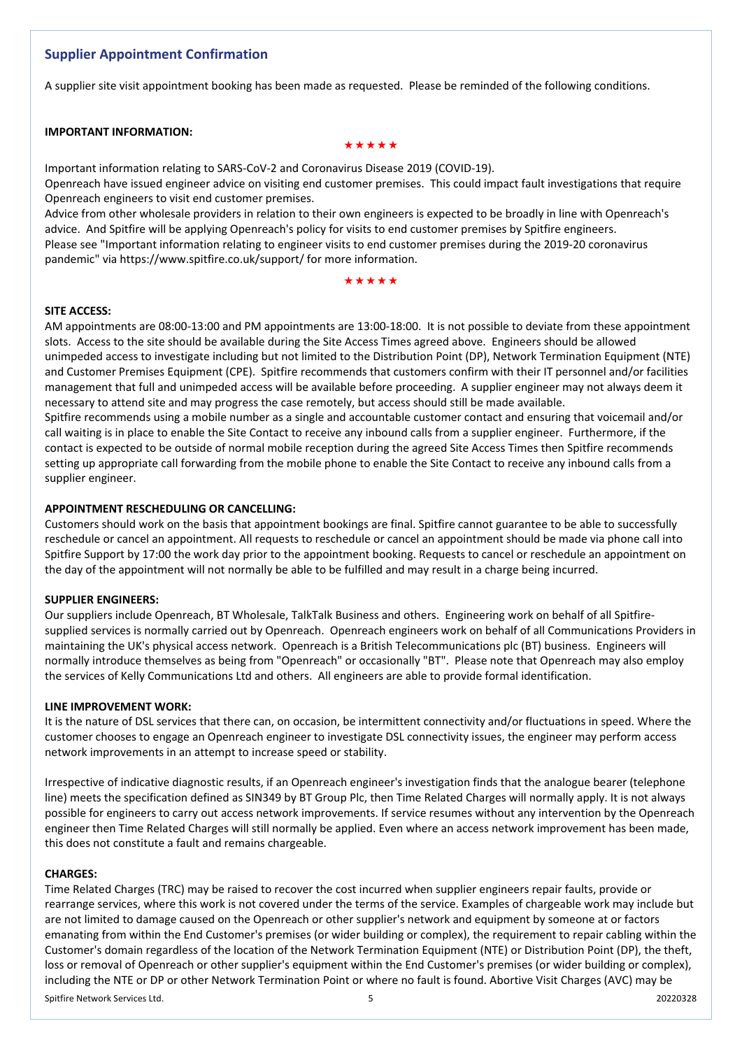## Supplier Appointment Confirmation

A supplier site visit appointment booking has been made as requested. Please be reminded of the following conditions.

**IMPORTANT INFORMATION:**

★★★★★

Important information relating to SARS-CoV-2 and Coronavirus Disease 2019 (COVID-19).
Openreach have issued engineer advice on visiting end customer premises. This could impact fault investigations that require Openreach engineers to visit end customer premises.
Advice from other wholesale providers in relation to their own engineers is expected to be broadly in line with Openreach's advice. And Spitfire will be applying Openreach's policy for visits to end customer premises by Spitfire engineers.
Please see "Important information relating to engineer visits to end customer premises during the 2019-20 coronavirus pandemic" via https://www.spitfire.co.uk/support/ for more information.

★★★★★

**SITE ACCESS:**
AM appointments are 08:00-13:00 and PM appointments are 13:00-18:00. It is not possible to deviate from these appointment slots. Access to the site should be available during the Site Access Times agreed above. Engineers should be allowed unimpeded access to investigate including but not limited to the Distribution Point (DP), Network Termination Equipment (NTE) and Customer Premises Equipment (CPE). Spitfire recommends that customers confirm with their IT personnel and/or facilities management that full and unimpeded access will be available before proceeding. A supplier engineer may not always deem it necessary to attend site and may progress the case remotely, but access should still be made available.
Spitfire recommends using a mobile number as a single and accountable customer contact and ensuring that voicemail and/or call waiting is in place to enable the Site Contact to receive any inbound calls from a supplier engineer. Furthermore, if the contact is expected to be outside of normal mobile reception during the agreed Site Access Times then Spitfire recommends setting up appropriate call forwarding from the mobile phone to enable the Site Contact to receive any inbound calls from a supplier engineer.

**APPOINTMENT RESCHEDULING OR CANCELLING:**
Customers should work on the basis that appointment bookings are final. Spitfire cannot guarantee to be able to successfully reschedule or cancel an appointment. All requests to reschedule or cancel an appointment should be made via phone call into Spitfire Support by 17:00 the work day prior to the appointment booking. Requests to cancel or reschedule an appointment on the day of the appointment will not normally be able to be fulfilled and may result in a charge being incurred.

**SUPPLIER ENGINEERS:**
Our suppliers include Openreach, BT Wholesale, TalkTalk Business and others. Engineering work on behalf of all Spitfire-supplied services is normally carried out by Openreach. Openreach engineers work on behalf of all Communications Providers in maintaining the UK's physical access network. Openreach is a British Telecommunications plc (BT) business. Engineers will normally introduce themselves as being from "Openreach" or occasionally "BT". Please note that Openreach may also employ the services of Kelly Communications Ltd and others. All engineers are able to provide formal identification.

**LINE IMPROVEMENT WORK:**
It is the nature of DSL services that there can, on occasion, be intermittent connectivity and/or fluctuations in speed. Where the customer chooses to engage an Openreach engineer to investigate DSL connectivity issues, the engineer may perform access network improvements in an attempt to increase speed or stability.

Irrespective of indicative diagnostic results, if an Openreach engineer's investigation finds that the analogue bearer (telephone line) meets the specification defined as SIN349 by BT Group Plc, then Time Related Charges will normally apply. It is not always possible for engineers to carry out access network improvements. If service resumes without any intervention by the Openreach engineer then Time Related Charges will still normally be applied. Even where an access network improvement has been made, this does not constitute a fault and remains chargeable.

**CHARGES:**
Time Related Charges (TRC) may be raised to recover the cost incurred when supplier engineers repair faults, provide or rearrange services, where this work is not covered under the terms of the service. Examples of chargeable work may include but are not limited to damage caused on the Openreach or other supplier's network and equipment by someone at or factors emanating from within the End Customer's premises (or wider building or complex), the requirement to repair cabling within the Customer's domain regardless of the location of the Network Termination Equipment (NTE) or Distribution Point (DP), the theft, loss or removal of Openreach or other supplier's equipment within the End Customer's premises (or wider building or complex), including the NTE or DP or other Network Termination Point or where no fault is found. Abortive Visit Charges (AVC) may be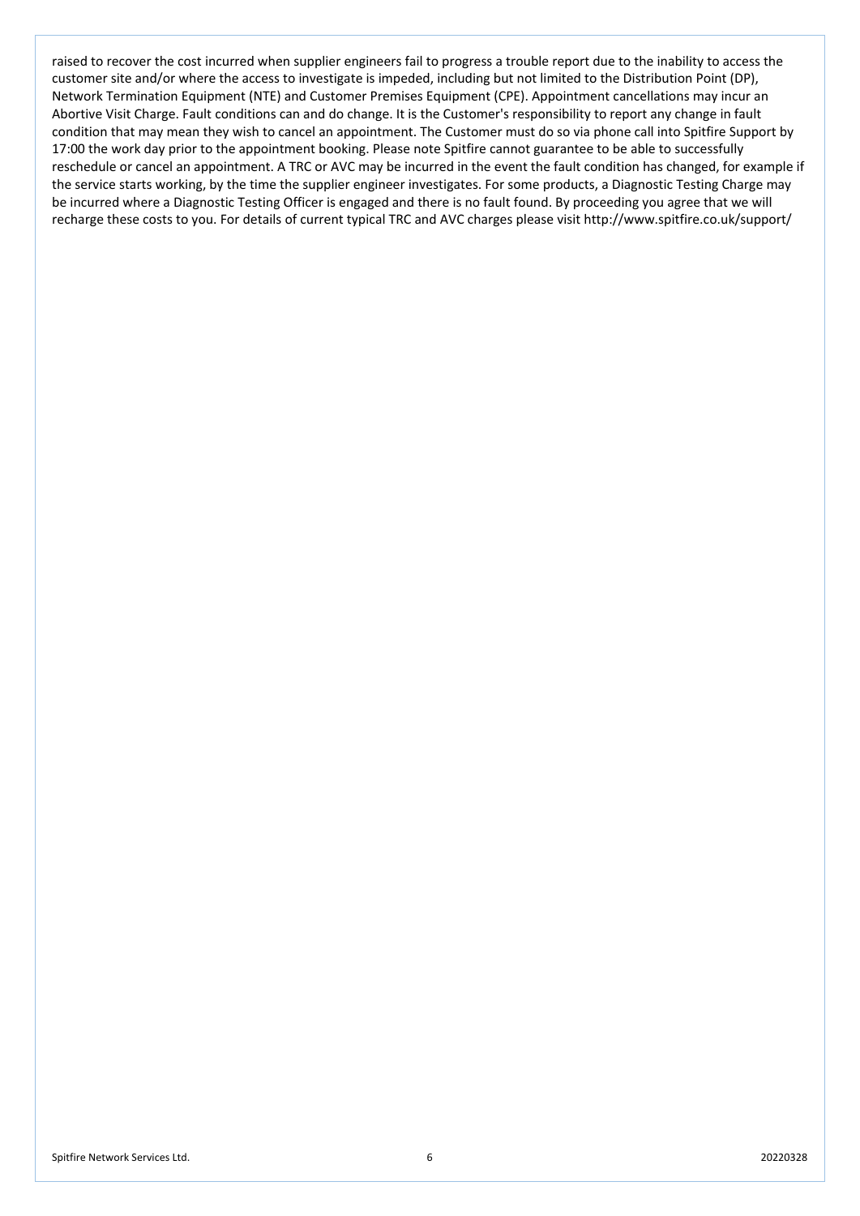raised to recover the cost incurred when supplier engineers fail to progress a trouble report due to the inability to access the customer site and/or where the access to investigate is impeded, including but not limited to the Distribution Point (DP), Network Termination Equipment (NTE) and Customer Premises Equipment (CPE). Appointment cancellations may incur an Abortive Visit Charge. Fault conditions can and do change. It is the Customer's responsibility to report any change in fault condition that may mean they wish to cancel an appointment. The Customer must do so via phone call into Spitfire Support by 17:00 the work day prior to the appointment booking. Please note Spitfire cannot guarantee to be able to successfully reschedule or cancel an appointment. A TRC or AVC may be incurred in the event the fault condition has changed, for example if the service starts working, by the time the supplier engineer investigates. For some products, a Diagnostic Testing Charge may be incurred where a Diagnostic Testing Officer is engaged and there is no fault found. By proceeding you agree that we will recharge these costs to you. For details of current typical TRC and AVC charges please visit http://www.spitfire.co.uk/support/